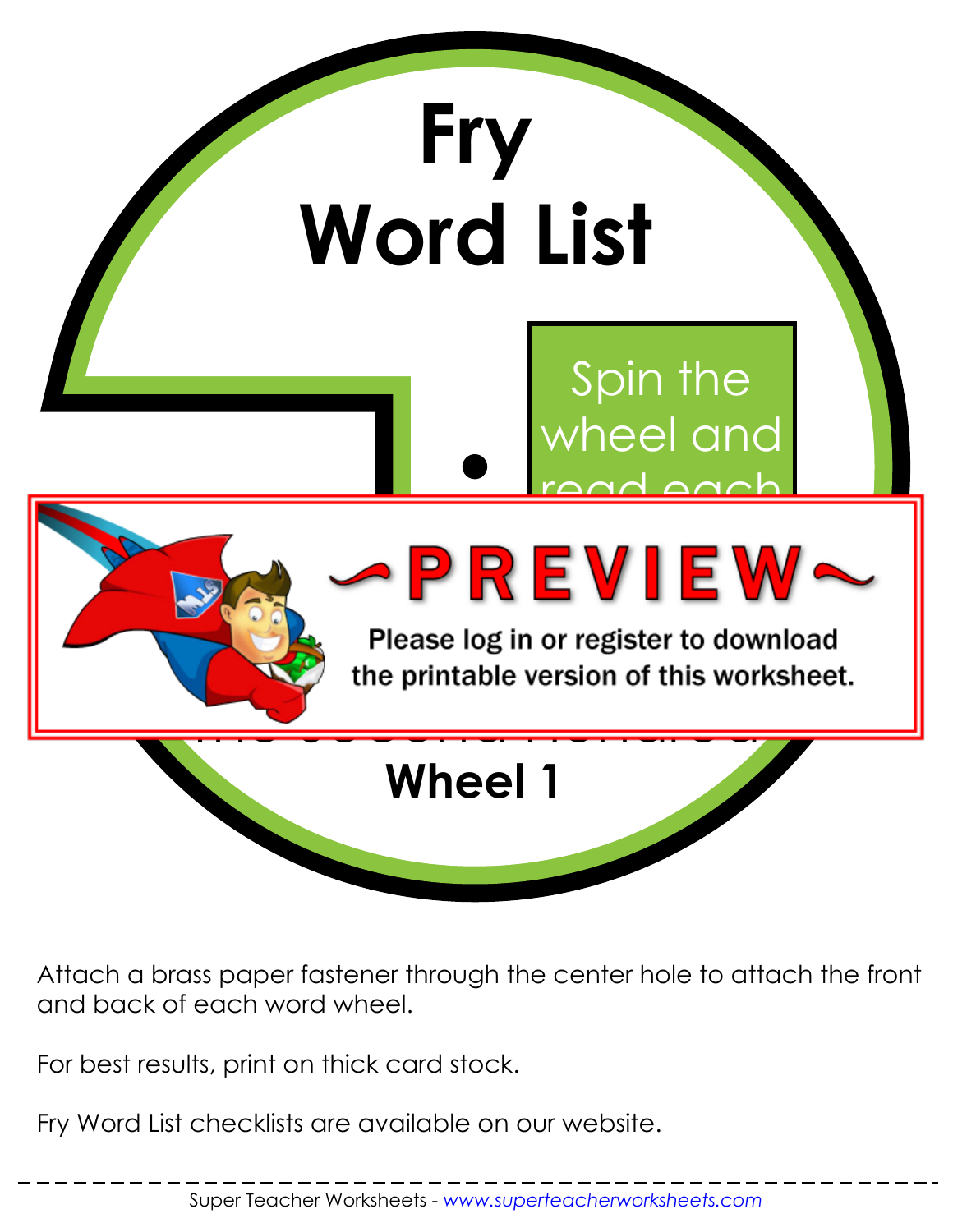# Fry Word List

Spin the wheel and read each

~PREVIEW~

Please log in or register to download the printable version of this worksheet.

## Wheel 1

Attach a brass paper fastener through the center hole to attach the front and back of each word wheel.

For best results, print on thick card stock.

Fry Word List checklists are available on our website.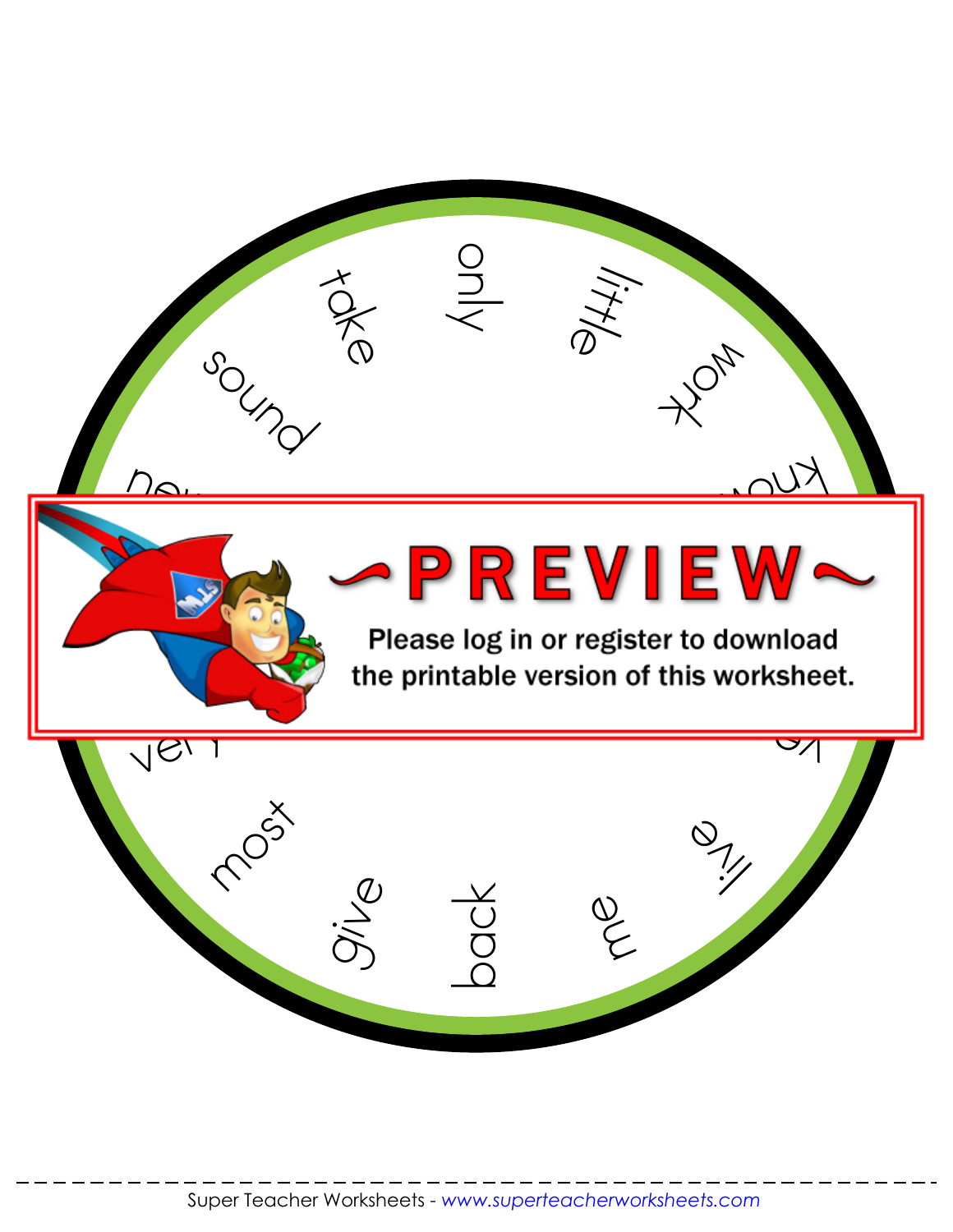sound

take

only

little

work

most

give

back

me

live

~PREVIEW~

Please log in or register to download the printable version of this worksheet.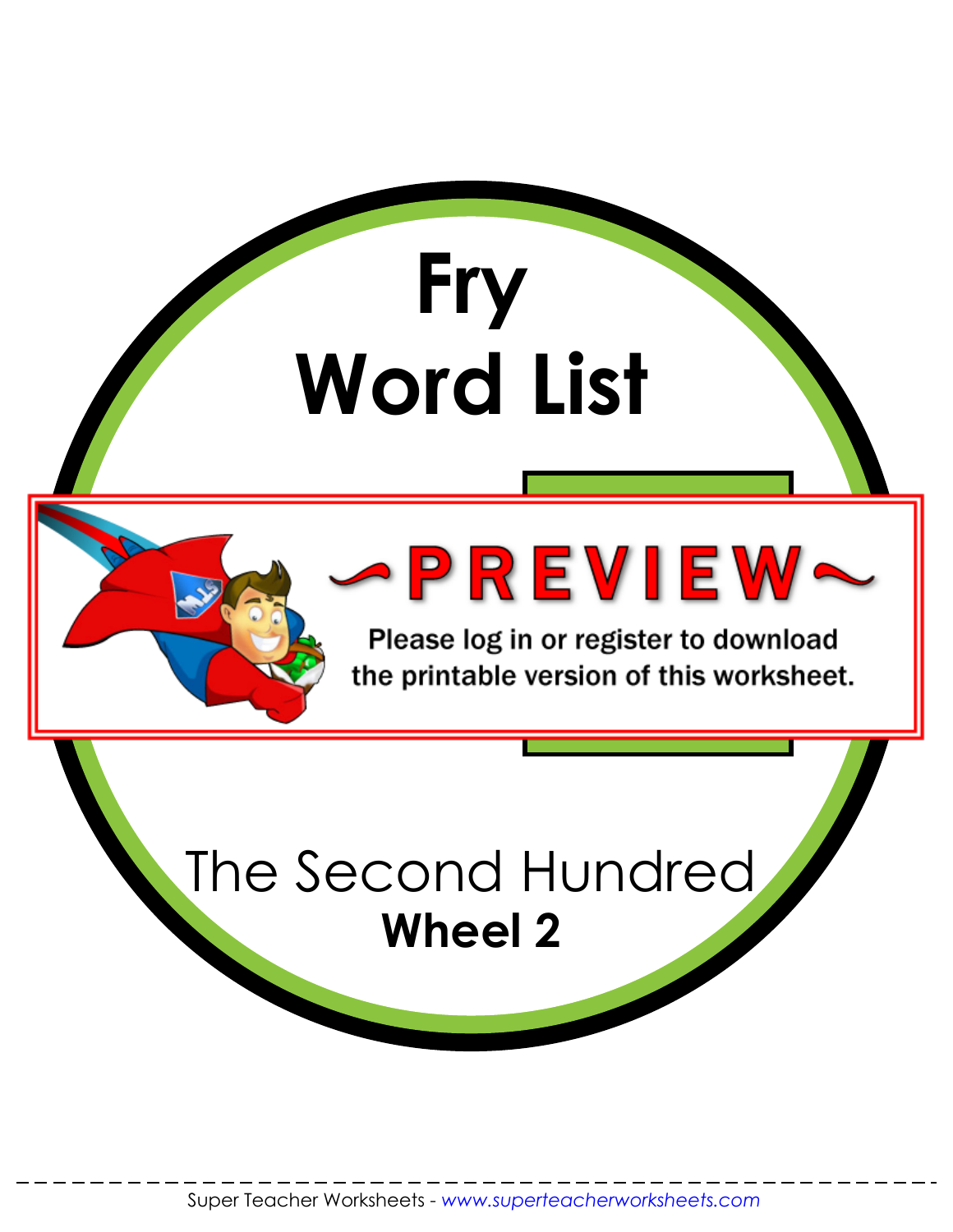# Fry
# Word List

## The Second Hundred
**Wheel 2**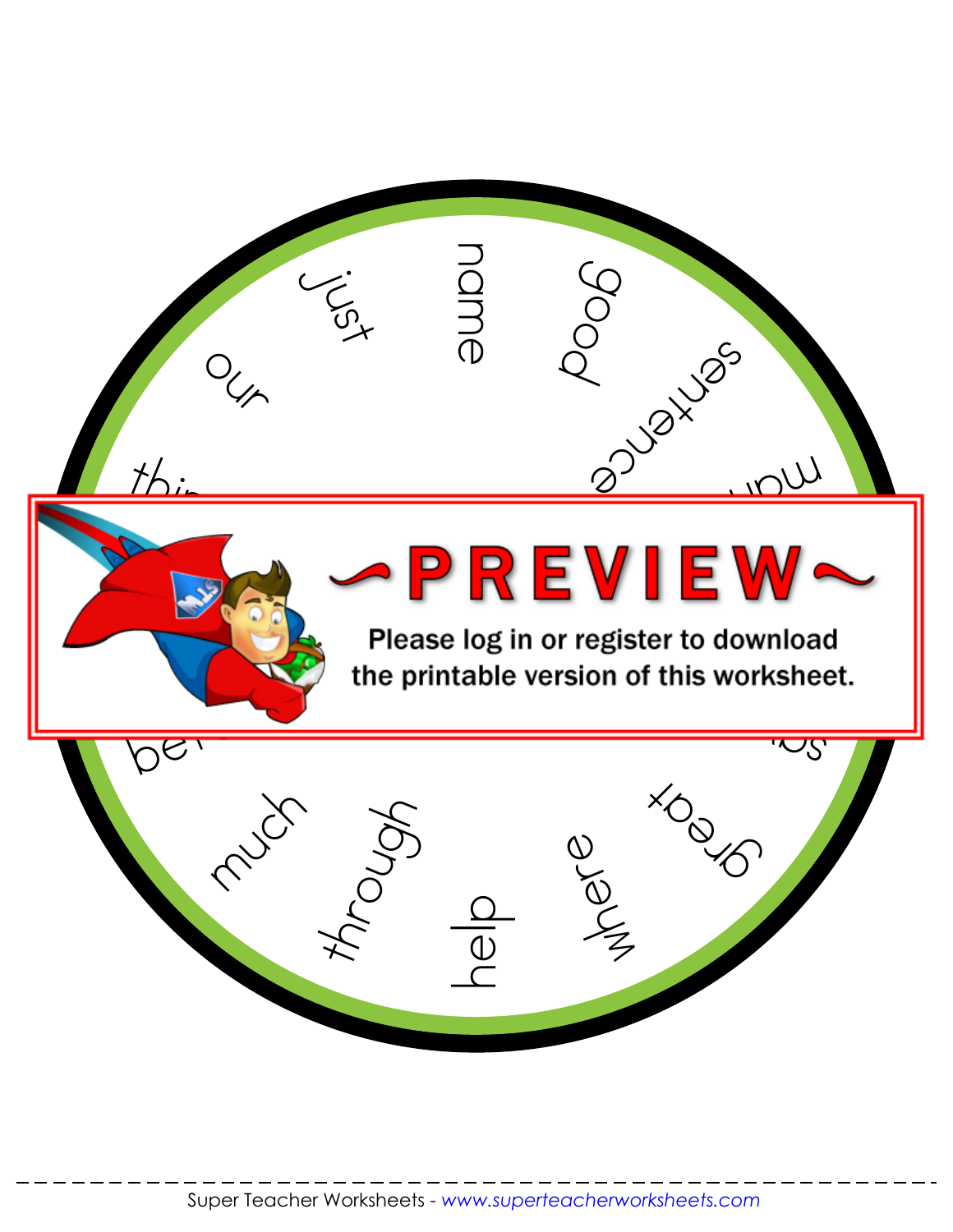just

name

good

sentence

our

much

through

help

where

great

~PREVIEW~

Please log in or register to download the printable version of this worksheet.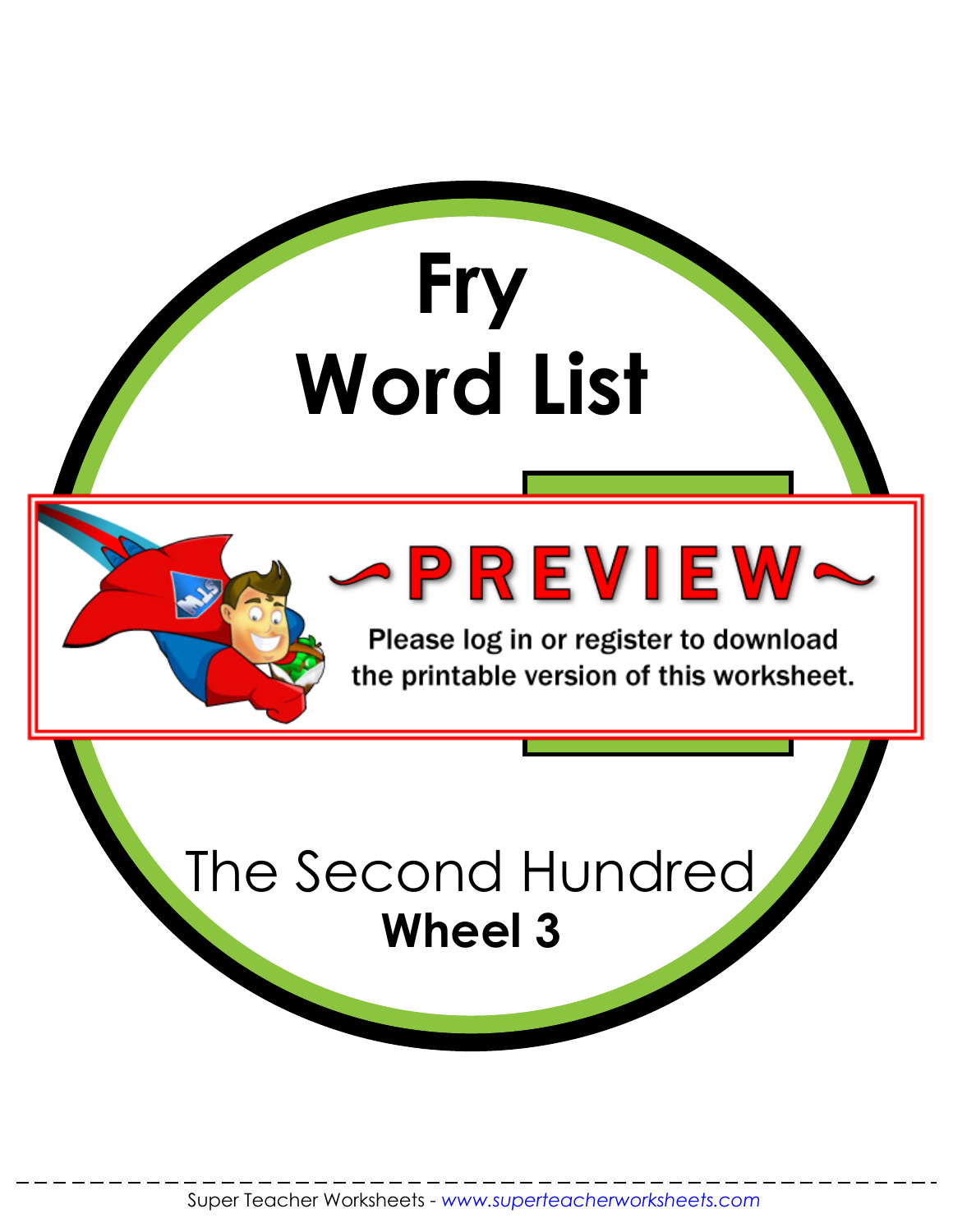# Fry Word List

## The Second Hundred

**Wheel 3**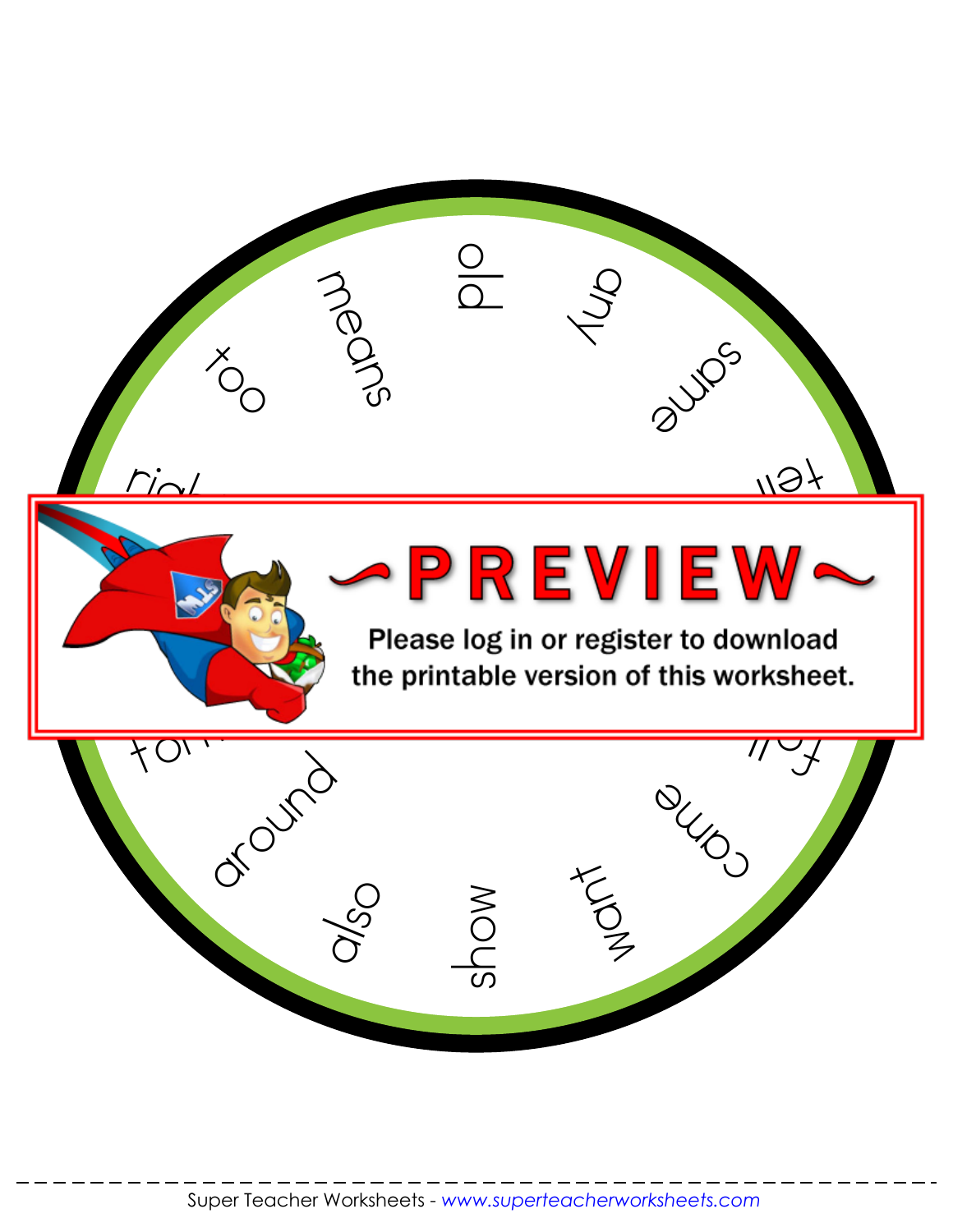old

any

same

tell

fall

came

want

show

also

around

for

right

too

means

~PREVIEW~

Please log in or register to download the printable version of this worksheet.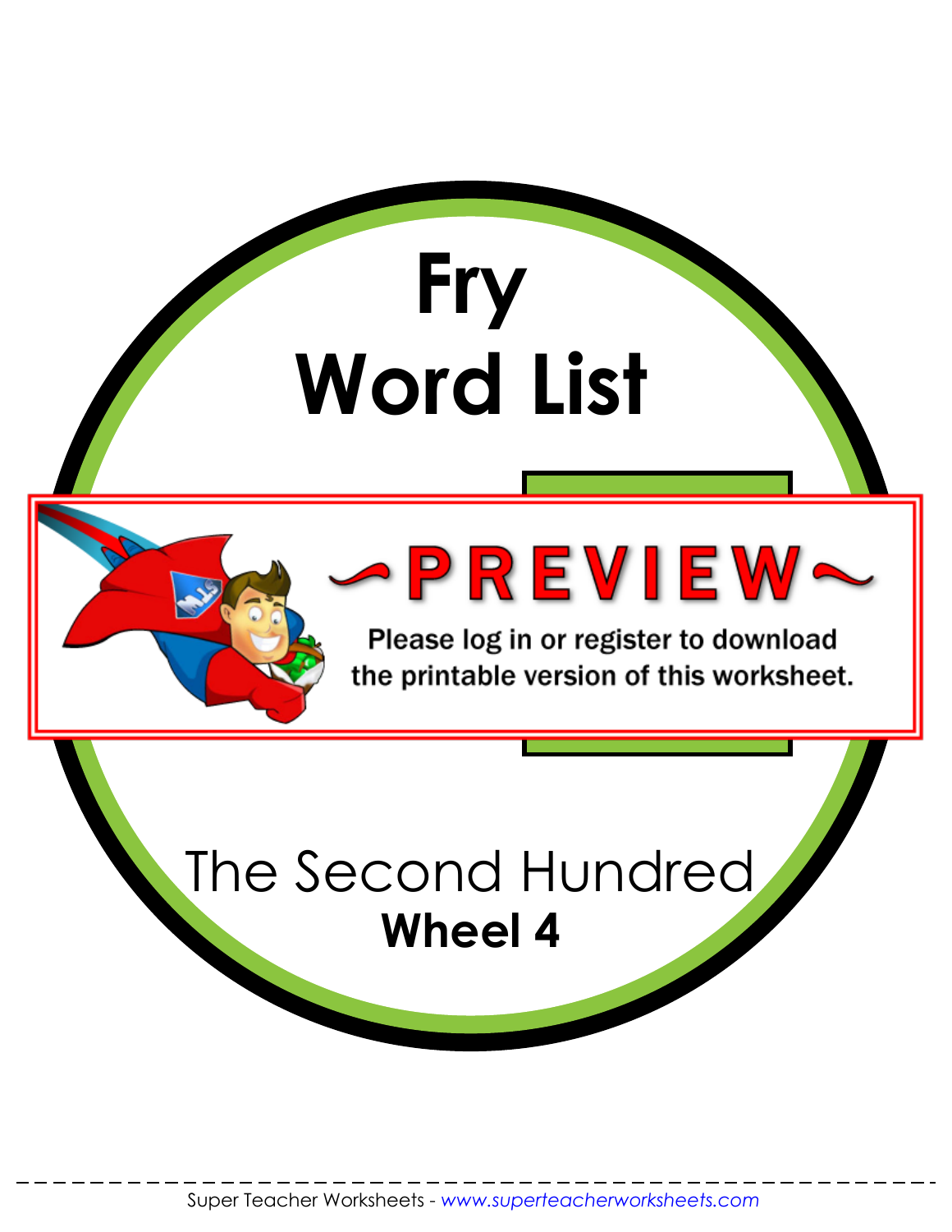# Fry Word List

~PREVIEW~

Please log in or register to download the printable version of this worksheet.

The Second Hundred

**Wheel 4**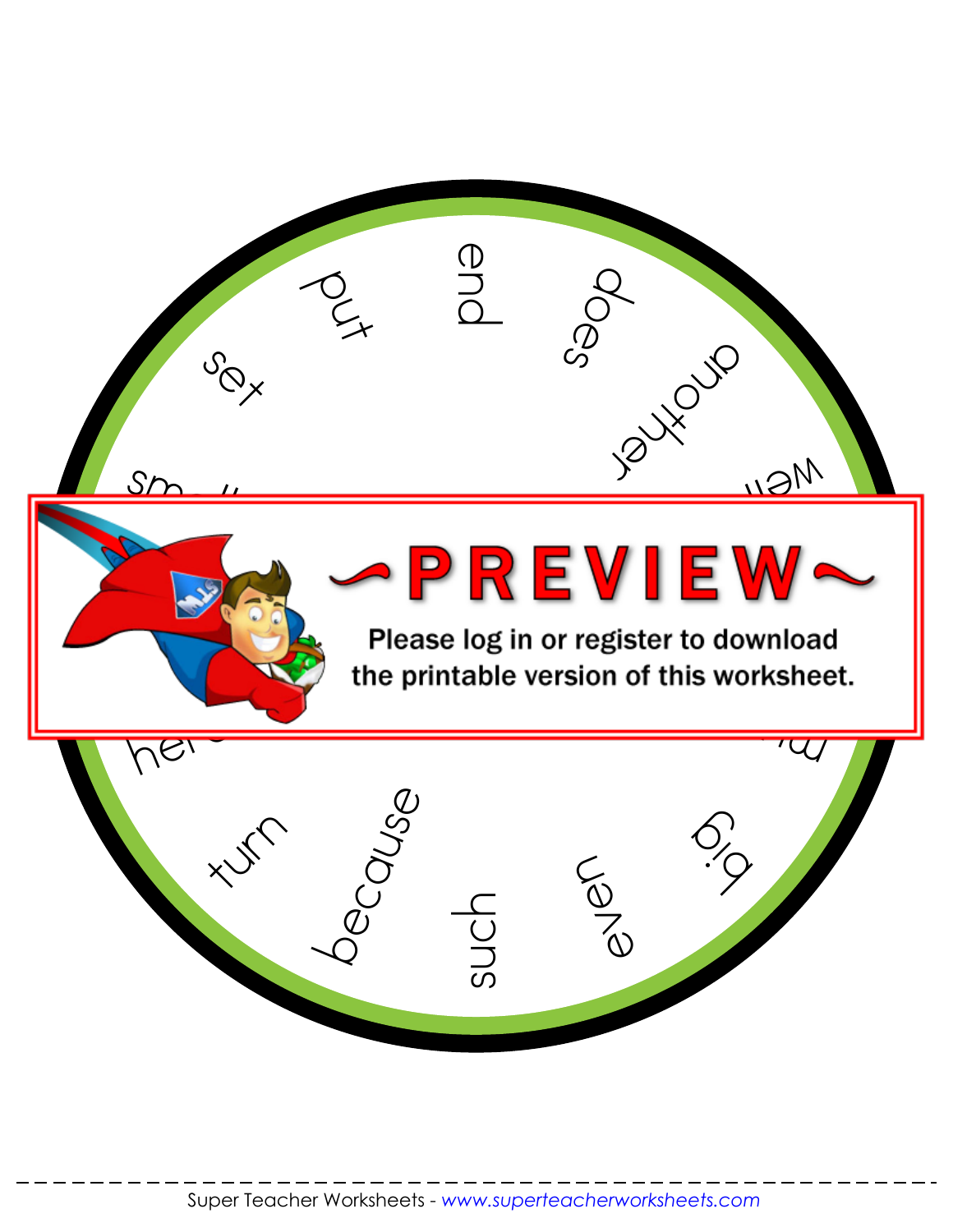end

does

another

wel...

put

set

sm...

~PREVIEW~

Please log in or register to download the printable version of this worksheet.

he...

m...

turn

because

such

even

big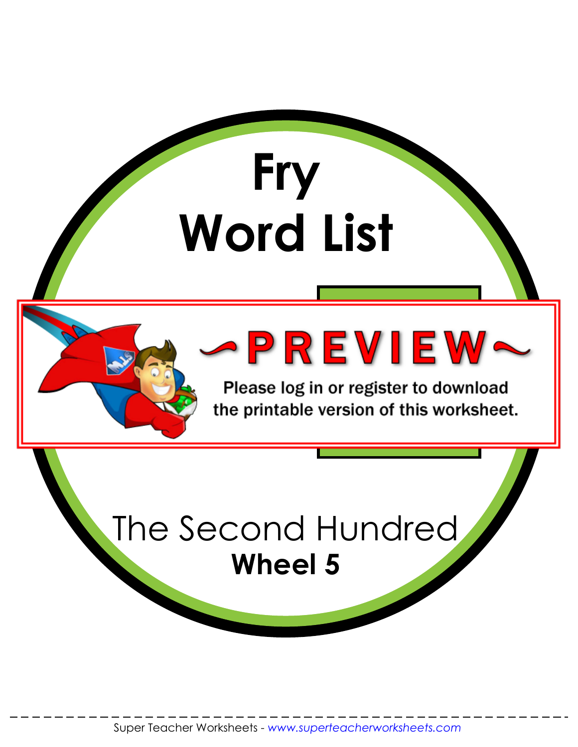# Fry Word List

~PREVIEW~

Please log in or register to download the printable version of this worksheet.

The Second Hundred

**Wheel 5**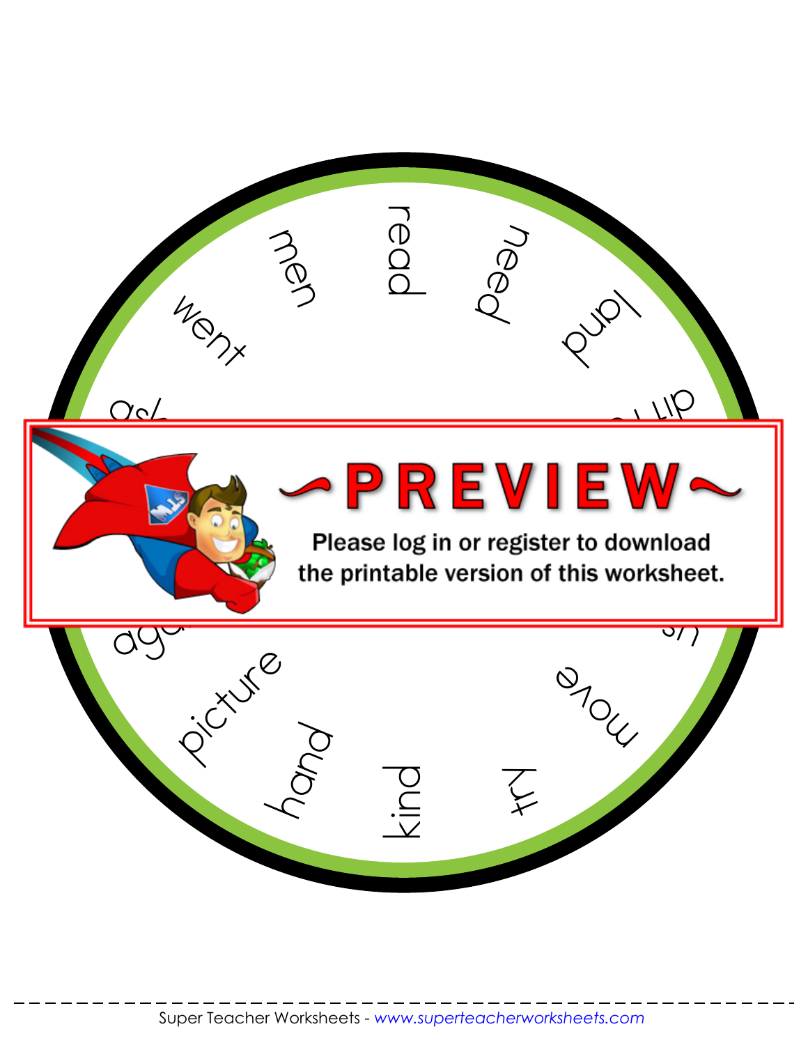read

need

land

dif...

...s

move

try

kind

hand

picture

ag...

as...

went

men

~PREVIEW~

Please log in or register to download the printable version of this worksheet.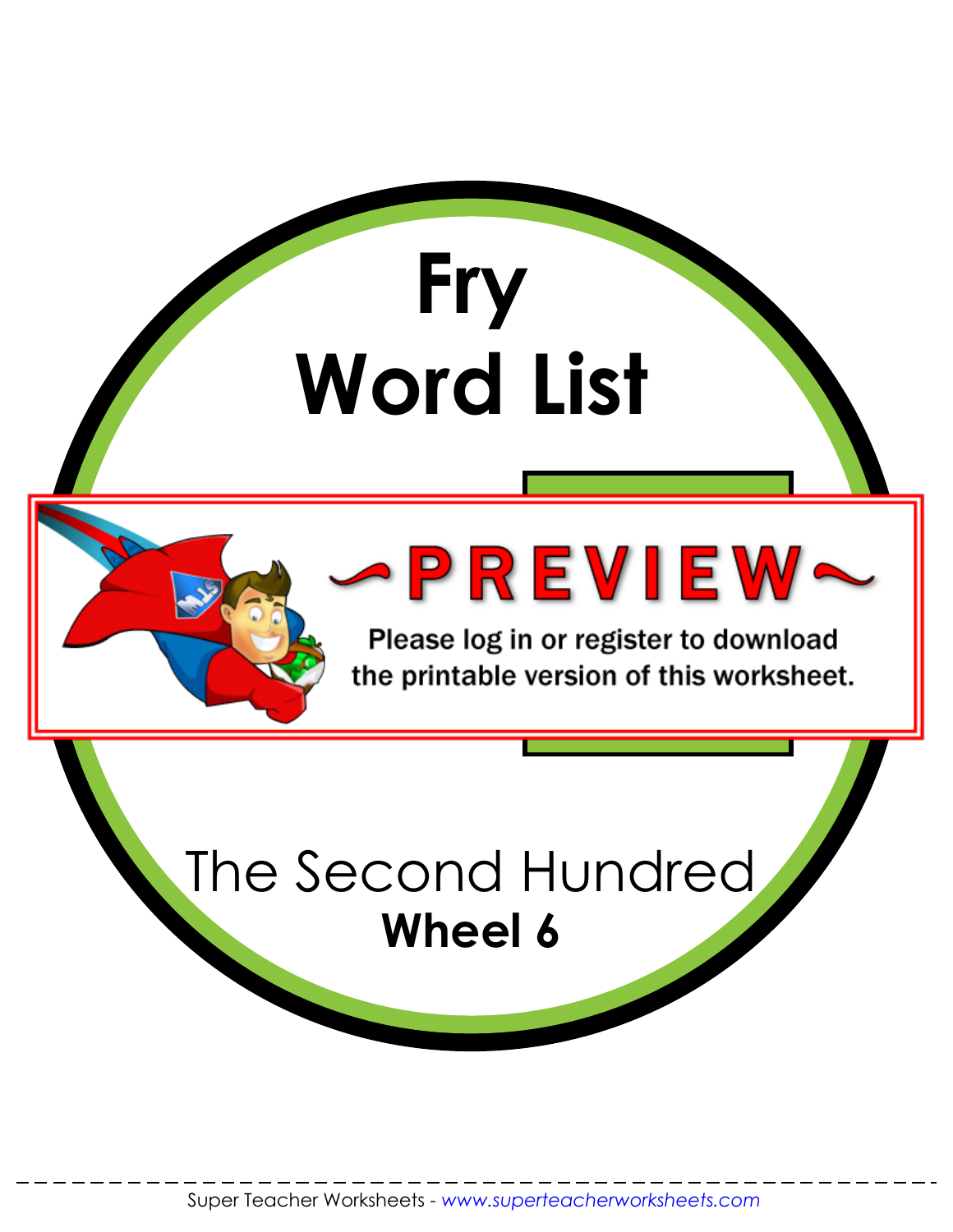# Fry Word List

~PREVIEW~

Please log in or register to download the printable version of this worksheet.

The Second Hundred

**Wheel 6**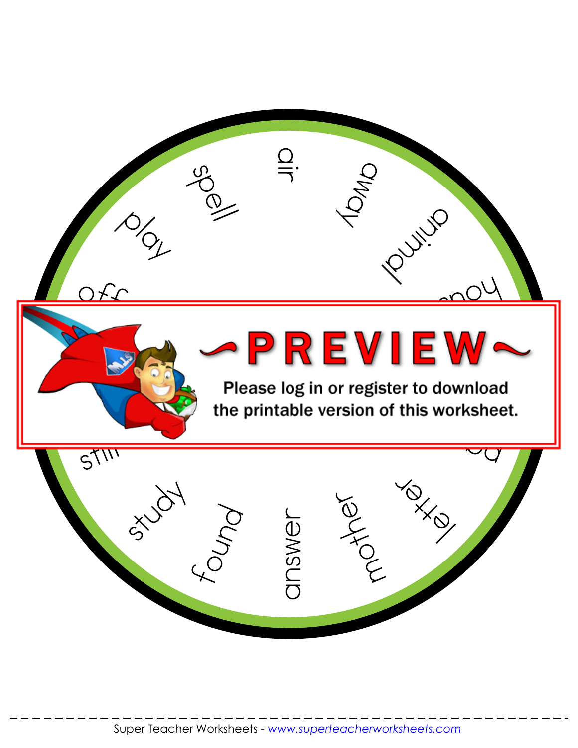spell

air

away

play

animal

off

hou...

~PREVIEW~

Please log in or register to download the printable version of this worksheet.

still

study

found

answer

mother

letter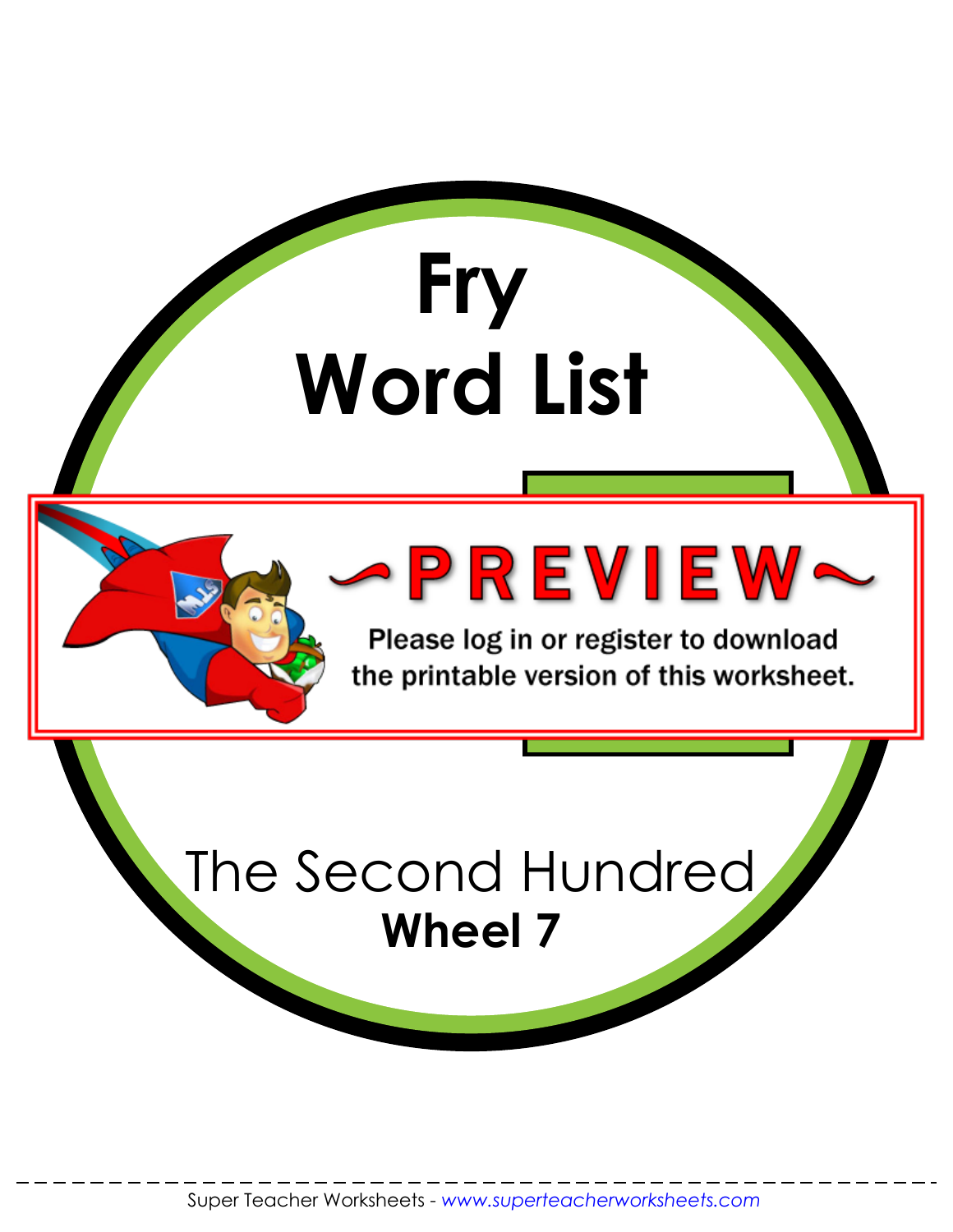# Fry Word List

The Second Hundred

**Wheel 7**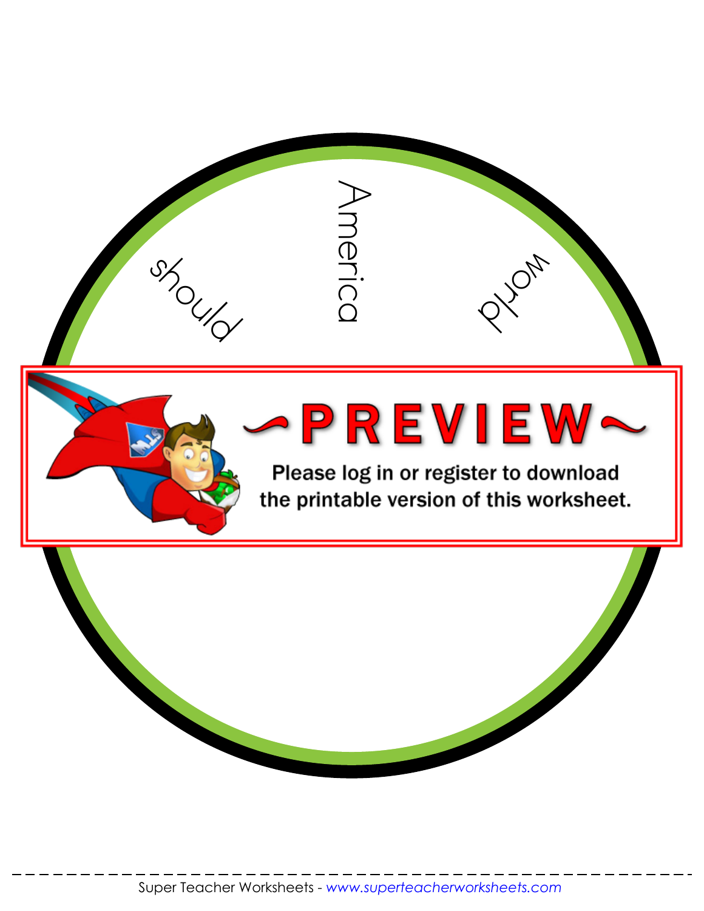should

America

world

~PREVIEW~

Please log in or register to download the printable version of this worksheet.